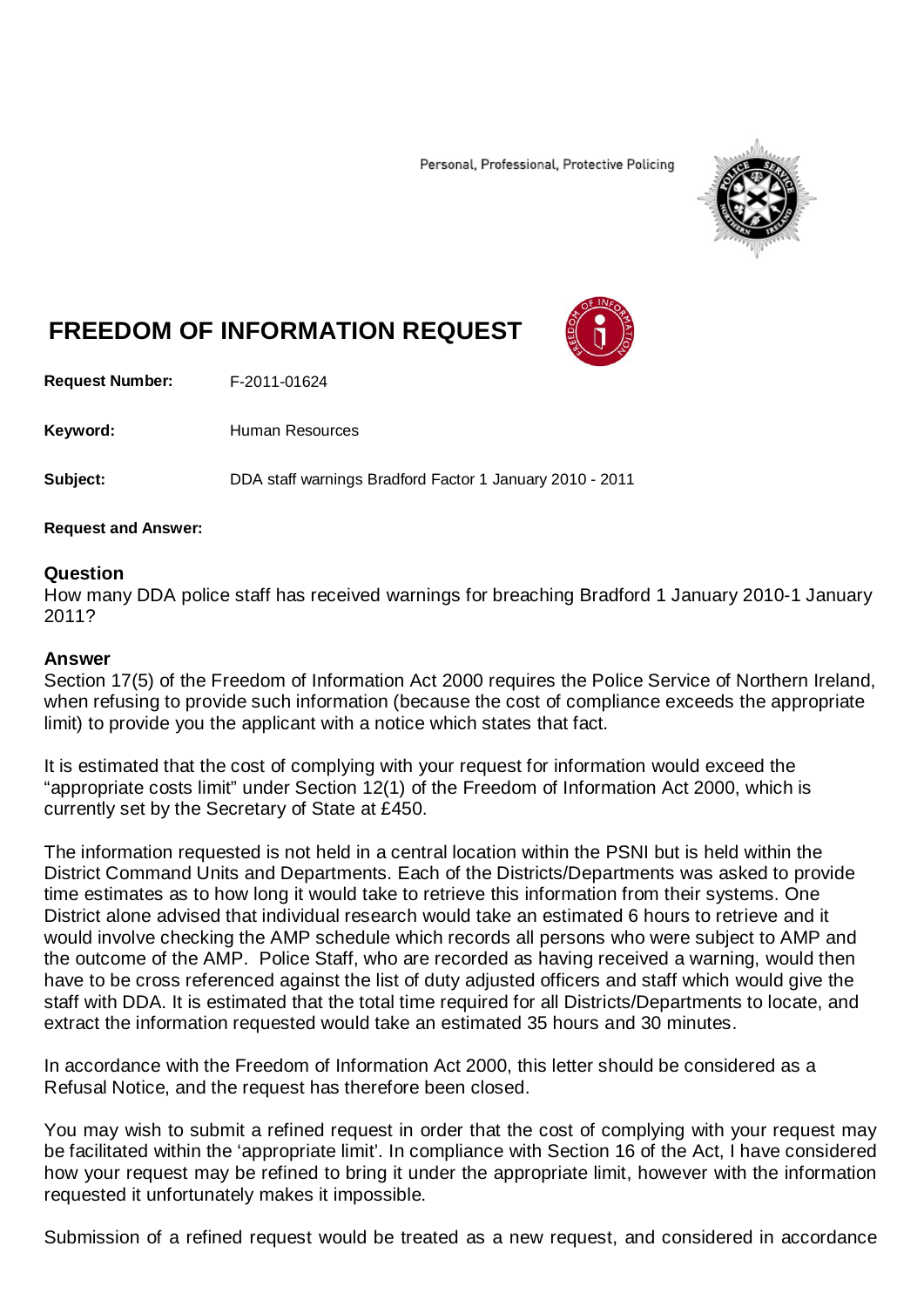Personal, Professional, Protective Policing

# FREEDOM OF INFORMATION REQUEST

**Request Number:** F-2011-01624

**Keyword:** Human Resources

**Subject:** DDA staff warnings Bradford Factor 1 January 2010 - 2011

**Request and Answer:**

## Question

How many DDA police staff has received warnings for breaching Bradford 1 January 2010-1 January 2011?

## Answer

Section 17(5) of the Freedom of Information Act 2000 requires the Police Service of Northern Ireland, when refusing to provide such information (because the cost of compliance exceeds the appropriate limit) to provide you the applicant with a notice which states that fact.

It is estimated that the cost of complying with your request for information would exceed the "appropriate costs limit" under Section 12(1) of the Freedom of Information Act 2000, which is currently set by the Secretary of State at £450.

The information requested is not held in a central location within the PSNI but is held within the District Command Units and Departments. Each of the Districts/Departments was asked to provide time estimates as to how long it would take to retrieve this information from their systems. One District alone advised that individual research would take an estimated 6 hours to retrieve and it would involve checking the AMP schedule which records all persons who were subject to AMP and the outcome of the AMP. Police Staff, who are recorded as having received a warning, would then have to be cross referenced against the list of duty adjusted officers and staff which would give the staff with DDA. It is estimated that the total time required for all Districts/Departments to locate, and extract the information requested would take an estimated 35 hours and 30 minutes.

In accordance with the Freedom of Information Act 2000, this letter should be considered as a Refusal Notice, and the request has therefore been closed.

You may wish to submit a refined request in order that the cost of complying with your request may be facilitated within the 'appropriate limit'. In compliance with Section 16 of the Act, I have considered how your request may be refined to bring it under the appropriate limit, however with the information requested it unfortunately makes it impossible.

Submission of a refined request would be treated as a new request, and considered in accordance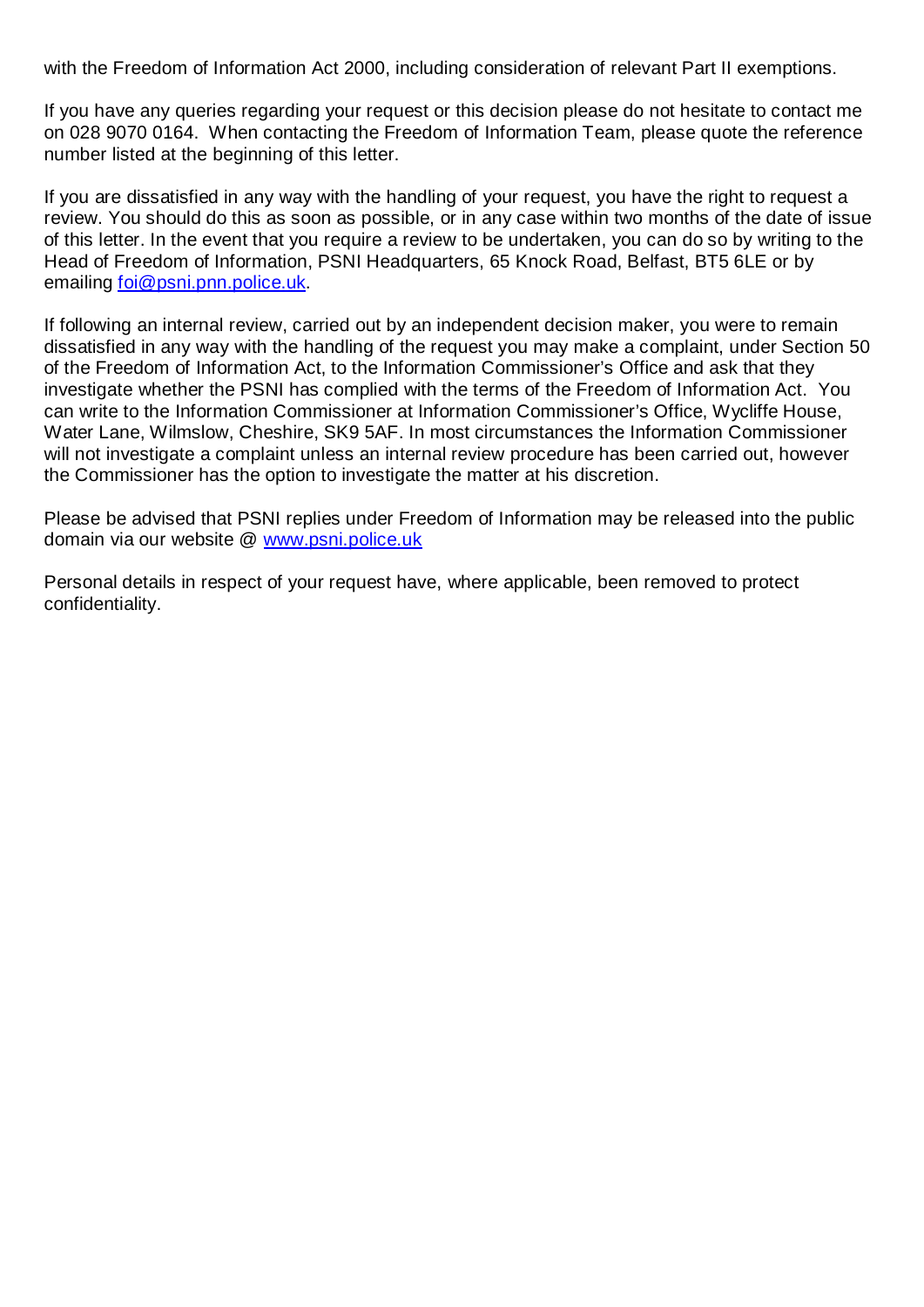with the Freedom of Information Act 2000, including consideration of relevant Part II exemptions.

If you have any queries regarding your request or this decision please do not hesitate to contact me on 028 9070 0164. When contacting the Freedom of Information Team, please quote the reference number listed at the beginning of this letter.

If you are dissatisfied in any way with the handling of your request, you have the right to request a review. You should do this as soon as possible, or in any case within two months of the date of issue of this letter. In the event that you require a review to be undertaken, you can do so by writing to the Head of Freedom of Information, PSNI Headquarters, 65 Knock Road, Belfast, BT5 6LE or by emailing [foi@psni.pnn.police.uk](mailto:foi@psni.pnn.police.uk).

If following an internal review, carried out by an independent decision maker, you were to remain dissatisfied in any way with the handling of the request you may make a complaint, under Section 50 of the Freedom of Information Act, to the Information Commissioner's Office and ask that they investigate whether the PSNI has complied with the terms of the Freedom of Information Act. You can write to the Information Commissioner at Information Commissioner's Office, Wycliffe House, Water Lane, Wilmslow, Cheshire, SK9 5AF. In most circumstances the Information Commissioner will not investigate a complaint unless an internal review procedure has been carried out, however the Commissioner has the option to investigate the matter at his discretion.

Please be advised that PSNI replies under Freedom of Information may be released into the public domain via our website @ [www.psni.police.uk](http://www.psni.police.uk)

Personal details in respect of your request have, where applicable, been removed to protect confidentiality.